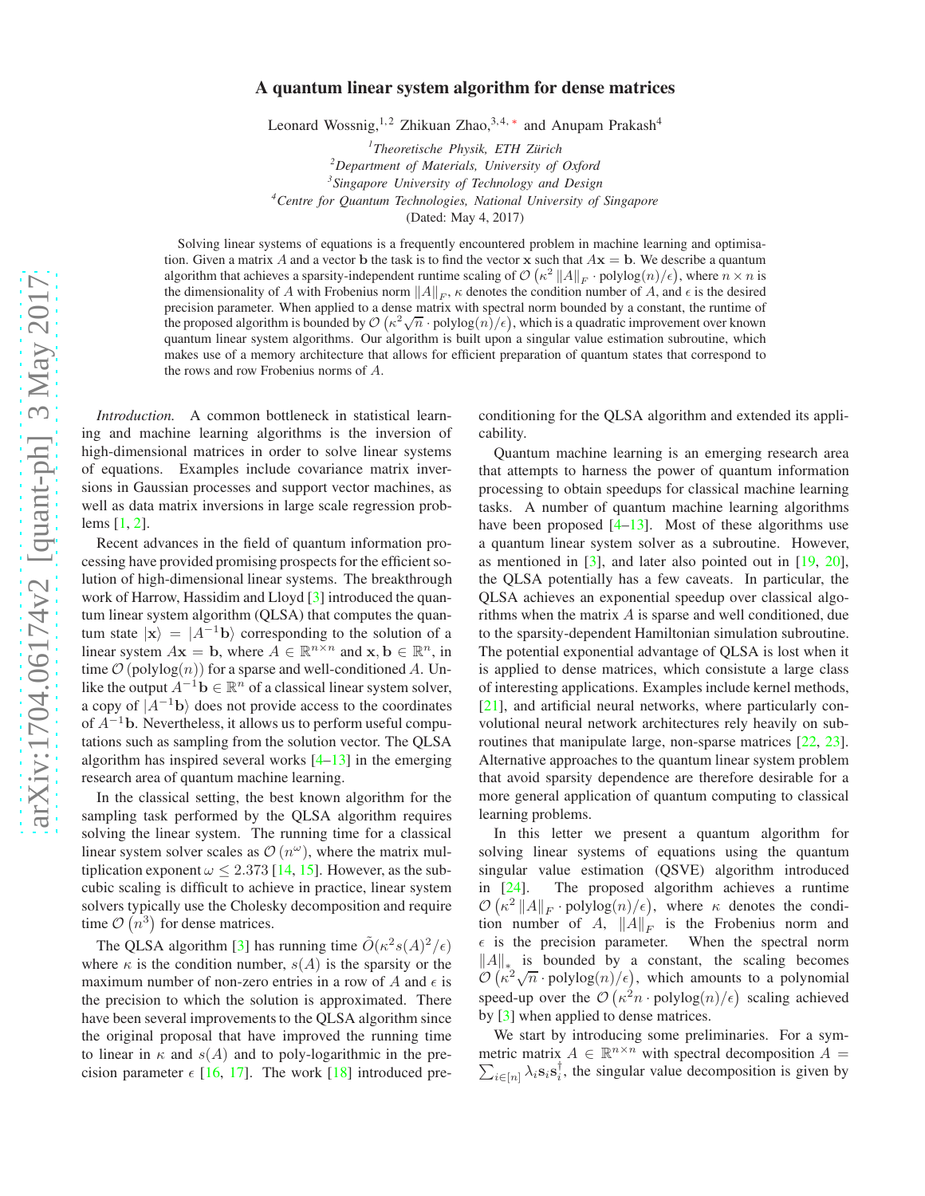# A quantum linear system algorithm for dense matrices

Leonard Wossnig,[1,2] Zhikuan Zhao,[3,4,*] and Anupam Prakash[4]

[1] *Theoretische Physik, ETH Zürich*
[2] *Department of Materials, University of Oxford*
[3] *Singapore University of Technology and Design*
[4] *Centre for Quantum Technologies, National University of Singapore*

(Dated: May 4, 2017)

Solving linear systems of equations is a frequently encountered problem in machine learning and optimisation. Given a matrix $A$ and a vector $\mathbf{b}$ the task is to find the vector $\mathbf{x}$ such that $A\mathbf{x} = \mathbf{b}$. We describe a quantum algorithm that achieves a sparsity-independent runtime scaling of $\mathcal{O}\left(\kappa^2 \|A\|_F \cdot \text{polylog}(n)/\epsilon\right)$, where $n \times n$ is the dimensionality of $A$ with Frobenius norm $\|A\|_F$, $\kappa$ denotes the condition number of $A$, and $\epsilon$ is the desired precision parameter. When applied to a dense matrix with spectral norm bounded by a constant, the runtime of the proposed algorithm is bounded by $\mathcal{O}\left(\kappa^2\sqrt{n} \cdot \text{polylog}(n)/\epsilon\right)$, which is a quadratic improvement over known quantum linear system algorithms. Our algorithm is built upon a singular value estimation subroutine, which makes use of a memory architecture that allows for efficient preparation of quantum states that correspond to the rows and row Frobenius norms of $A$.

*Introduction.* A common bottleneck in statistical learning and machine learning algorithms is the inversion of high-dimensional matrices in order to solve linear systems of equations. Examples include covariance matrix inversions in Gaussian processes and support vector machines, as well as data matrix inversions in large scale regression problems [1, 2].

Recent advances in the field of quantum information processing have provided promising prospects for the efficient solution of high-dimensional linear systems. The breakthrough work of Harrow, Hassidim and Lloyd [3] introduced the quantum linear system algorithm (QLSA) that computes the quantum state $|\mathbf{x}\rangle = |A^{-1}\mathbf{b}\rangle$ corresponding to the solution of a linear system $A\mathbf{x} = \mathbf{b}$, where $A \in \mathbb{R}^{n\times n}$ and $\mathbf{x}, \mathbf{b} \in \mathbb{R}^n$, in time $\mathcal{O}\left(\text{polylog}(n)\right)$ for a sparse and well-conditioned $A$. Unlike the output $A^{-1}\mathbf{b} \in \mathbb{R}^n$ of a classical linear system solver, a copy of $|A^{-1}\mathbf{b}\rangle$ does not provide access to the coordinates of $A^{-1}\mathbf{b}$. Nevertheless, it allows us to perform useful computations such as sampling from the solution vector. The QLSA algorithm has inspired several works [4–13] in the emerging research area of quantum machine learning.

In the classical setting, the best known algorithm for the sampling task performed by the QLSA algorithm requires solving the linear system. The running time for a classical linear system solver scales as $\mathcal{O}\left(n^\omega\right)$, where the matrix multiplication exponent $\omega \leq 2.373$ [14, 15]. However, as the subcubic scaling is difficult to achieve in practice, linear system solvers typically use the Cholesky decomposition and require time $\mathcal{O}\left(n^3\right)$ for dense matrices.

The QLSA algorithm [3] has running time $\tilde{O}(\kappa^2 s(A)^2/\epsilon)$ where $\kappa$ is the condition number, $s(A)$ is the sparsity or the maximum number of non-zero entries in a row of $A$ and $\epsilon$ is the precision to which the solution is approximated. There have been several improvements to the QLSA algorithm since the original proposal that have improved the running time to linear in $\kappa$ and $s(A)$ and to poly-logarithmic in the precision parameter $\epsilon$ [16, 17]. The work [18] introduced preconditioning for the QLSA algorithm and extended its applicability.

Quantum machine learning is an emerging research area that attempts to harness the power of quantum information processing to obtain speedups for classical machine learning tasks. A number of quantum machine learning algorithms have been proposed [4–13]. Most of these algorithms use a quantum linear system solver as a subroutine. However, as mentioned in [3], and later also pointed out in [19, 20], the QLSA potentially has a few caveats. In particular, the QLSA achieves an exponential speedup over classical algorithms when the matrix $A$ is sparse and well conditioned, due to the sparsity-dependent Hamiltonian simulation subroutine. The potential exponential advantage of QLSA is lost when it is applied to dense matrices, which consistute a large class of interesting applications. Examples include kernel methods, [21], and artificial neural networks, where particularly convolutional neural network architectures rely heavily on subroutines that manipulate large, non-sparse matrices [22, 23]. Alternative approaches to the quantum linear system problem that avoid sparsity dependence are therefore desirable for a more general application of quantum computing to classical learning problems.

In this letter we present a quantum algorithm for solving linear systems of equations using the quantum singular value estimation (QSVE) algorithm introduced in [24]. The proposed algorithm achieves a runtime $\mathcal{O}\left(\kappa^2 \|A\|_F \cdot \text{polylog}(n)/\epsilon\right)$, where $\kappa$ denotes the condition number of $A$, $\|A\|_F$ is the Frobenius norm and $\epsilon$ is the precision parameter. When the spectral norm $\|A\|_*$ is bounded by a constant, the scaling becomes $\mathcal{O}\left(\kappa^2\sqrt{n} \cdot \text{polylog}(n)/\epsilon\right)$, which amounts to a polynomial speed-up over the $\mathcal{O}\left(\kappa^2 n \cdot \text{polylog}(n)/\epsilon\right)$ scaling achieved by [3] when applied to dense matrices.

We start by introducing some preliminaries. For a symmetric matrix $A \in \mathbb{R}^{n\times n}$ with spectral decomposition $A = \sum_{i\in[n]} \lambda_i \mathbf{s}_i \mathbf{s}_i^\dagger$, the singular value decomposition is given by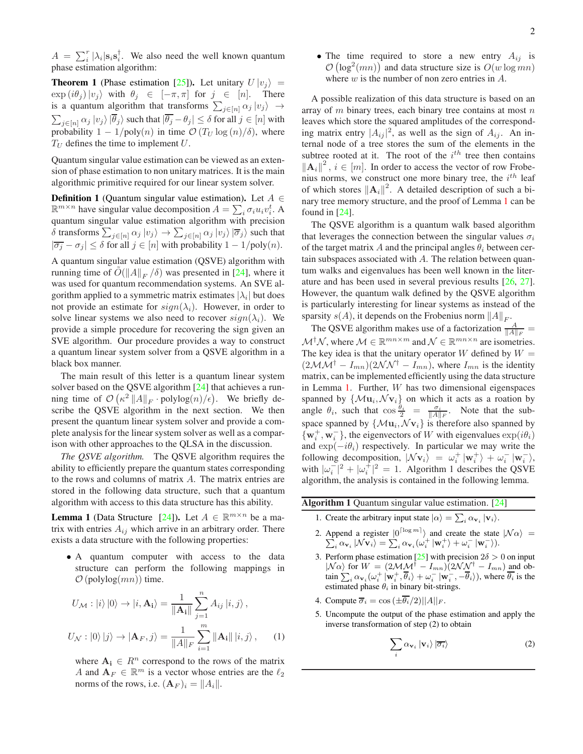$A = \sum_i^r |\lambda_i| \mathbf{s}_i \mathbf{s}_i^\dagger$. We also need the well known quantum phase estimation algorithm:

**Theorem 1** (Phase estimation [25]). Let unitary $U|v_j\rangle = \exp(i\theta_j)|v_j\rangle$ with $\theta_j \in [-\pi, \pi]$ for $j \in [n]$. There is a quantum algorithm that transforms $\sum_{j\in[n]} \alpha_j |v_j\rangle \rightarrow \sum_{j\in[n]} \alpha_j |v_j\rangle |\overline{\theta_j}\rangle$ such that $|\overline{\theta_j} - \theta_j| \leq \delta$ for all $j \in [n]$ with probability $1 - 1/\mathrm{poly}(n)$ in time $\mathcal{O}(T_U \log(n)/\delta)$, where $T_U$ defines the time to implement $U$.

Quantum singular value estimation can be viewed as an extension of phase estimation to non unitary matrices. It is the main algorithmic primitive required for our linear system solver.

**Definition 1** (Quantum singular value estimation). Let $A \in \mathbb{R}^{m\times n}$ have singular value decomposition $A = \sum_i \sigma_i u_i v_i^t$. A quantum singular value estimation algorithm with precision $\delta$ transforms $\sum_{j\in[n]} \alpha_j |v_j\rangle \rightarrow \sum_{j\in[n]} \alpha_j |v_j\rangle |\overline{\sigma_j}\rangle$ such that $|\overline{\sigma_j} - \sigma_j| \leq \delta$ for all $j \in [n]$ with probability $1 - 1/\mathrm{poly}(n)$.

A quantum singular value estimation (QSVE) algorithm with running time of $\tilde{O}(\|A\|_F/\delta)$ was presented in [24], where it was used for quantum recommendation systems. An SVE algorithm applied to a symmetric matrix estimates $|\lambda_i|$ but does not provide an estimate for $sign(\lambda_i)$. However, in order to solve linear systems we also need to recover $sign(\lambda_i)$. We provide a simple procedure for recovering the sign given an SVE algorithm. Our procedure provides a way to construct a quantum linear system solver from a QSVE algorithm in a black box manner.

The main result of this letter is a quantum linear system solver based on the QSVE algorithm [24] that achieves a running time of $\mathcal{O}(\kappa^2 \|A\|_F \cdot \mathrm{polylog}(n)/\epsilon)$. We briefly describe the QSVE algorithm in the next section. We then present the quantum linear system solver and provide a complete analysis for the linear system solver as well as a comparison with other approaches to the QLSA in the discussion.

*The QSVE algorithm.* The QSVE algorithm requires the ability to efficiently prepare the quantum states corresponding to the rows and columns of matrix $A$. The matrix entries are stored in the following data structure, such that a quantum algorithm with access to this data structure has this ability.

**Lemma 1** (Data Structure [24]). Let $A \in \mathbb{R}^{m\times n}$ be a matrix with entries $A_{ij}$ which arrive in an arbitrary order. There exists a data structure with the following properties:

- A quantum computer with access to the data structure can perform the following mappings in $\mathcal{O}(\mathrm{polylog}(mn))$ time.

$$U_{\mathcal{M}} : |i\rangle|0\rangle \rightarrow |i, \mathbf{A_i}\rangle = \frac{1}{\|\mathbf{A_i}\|} \sum_{j=1}^{n} A_{ij} |i, j\rangle,$$

$$U_{\mathcal{N}} : |0\rangle|j\rangle \rightarrow |\mathbf{A}_F, j\rangle = \frac{1}{\|A\|_F} \sum_{i=1}^{m} \|\mathbf{A_i}\| |i, j\rangle, \quad (1)$$

  where $\mathbf{A_i} \in R^n$ correspond to the rows of the matrix $A$ and $\mathbf{A}_F \in \mathbb{R}^m$ is a vector whose entries are the $\ell_2$ norms of the rows, i.e. $(\mathbf{A}_F)_i = \|A_i\|$.

- The time required to store a new entry $A_{ij}$ is $\mathcal{O}(\log^2(mn))$ and data structure size is $O(w \log mn)$ where $w$ is the number of non zero entries in $A$.

A possible realization of this data structure is based on an array of $m$ binary trees, each binary tree contains at most $n$ leaves which store the squared amplitudes of the corresponding matrix entry $|A_{ij}|^2$, as well as the sign of $A_{ij}$. An internal node of a tree stores the sum of the elements in the subtree rooted at it. The root of the $i^{th}$ tree then contains $\|\mathbf{A}_i\|^2$, $i \in [m]$. In order to access the vector of row Frobenius norms, we construct one more binary tree, the $i^{th}$ leaf of which stores $\|\mathbf{A}_i\|^2$. A detailed description of such a binary tree memory structure, and the proof of Lemma 1 can be found in [24].

The QSVE algorithm is a quantum walk based algorithm that leverages the connection between the singular values $\sigma_i$ of the target matrix $A$ and the principal angles $\theta_i$ between certain subspaces associated with $A$. The relation between quantum walks and eigenvalues has been well known in the literature and has been used in several previous results [26, 27]. However, the quantum walk defined by the QSVE algorithm is particularly interesting for linear systems as instead of the sparsity $s(A)$, it depends on the Frobenius norm $\|A\|_F$.

The QSVE algorithm makes use of a factorization $\frac{A}{\|A\|_F} = \mathcal{M}^\dagger \mathcal{N}$, where $\mathcal{M} \in \mathbb{R}^{mn\times m}$ and $\mathcal{N} \in \mathbb{R}^{mn\times n}$ are isometries. The key idea is that the unitary operator $W$ defined by $W = (2\mathcal{M}\mathcal{M}^\dagger - I_{mn})(2\mathcal{N}\mathcal{N}^\dagger - I_{mn})$, where $I_{mn}$ is the identity matrix, can be implemented efficiently using the data structure in Lemma 1. Further, $W$ has two dimensional eigenspaces spanned by $\{\mathcal{M}\mathbf{u}_i, \mathcal{N}\mathbf{v}_i\}$ on which it acts as a roation by angle $\theta_i$, such that $\cos\frac{\theta_i}{2} = \frac{\sigma_i}{\|A\|_F}$. Note that the subspace spanned by $\{\mathcal{M}\mathbf{u}_i, \mathcal{N}\mathbf{v}_i\}$ is therefore also spanned by $\{\mathbf{w}_i^+, \mathbf{w}_i^-\}$, the eigenvectors of $W$ with eigenvalues $\exp(i\theta_i)$ and $\exp(-i\theta_i)$ respectively. In particular we may write the following decomposition, $|\mathcal{N}\mathbf{v}_i\rangle = \omega_i^+ |\mathbf{w}_i^+\rangle + \omega_i^- |\mathbf{w}_i^-\rangle$, with $|\omega_i^-|^2 + |\omega_i^+|^2 = 1$. Algorithm 1 describes the QSVE algorithm, the analysis is contained in the following lemma.

---

**Algorithm 1** Quantum singular value estimation. [24]

1. Create the arbitrary input state $|\alpha\rangle = \sum_i \alpha_{\mathbf{v}_i} |\mathbf{v}_i\rangle$.
2. Append a register $|0^{\lceil \log m \rceil}\rangle$ and create the state $|\mathcal{N}\alpha\rangle = \sum_i \alpha_{\mathbf{v}_i} |\mathcal{N}\mathbf{v}_i\rangle = \sum_i \alpha_{\mathbf{v}_i}(\omega_i^+ |\mathbf{w}_i^+\rangle + \omega_i^- |\mathbf{w}_i^-\rangle)$.
3. Perform phase estimation [25] with precision $2\delta > 0$ on input $|\mathcal{N}\alpha\rangle$ for $W = (2\mathcal{M}\mathcal{M}^\dagger - I_{mn})(2\mathcal{N}\mathcal{N}^\dagger - I_{mn})$ and obtain $\sum_i \alpha_{\mathbf{v}_i}(\omega_i^+ |\mathbf{w}_i^+, \overline{\theta}_i\rangle + \omega_i^- |\mathbf{w}_i^-, -\overline{\theta}_i\rangle)$, where $\overline{\theta}_i$ is the estimated phase $\theta_i$ in binary bit-strings.
4. Compute $\overline{\sigma}_i = \cos(\pm\overline{\theta}_i/2)||A||_F$.
5. Uncompute the output of the phase estimation and apply the inverse transformation of step (2) to obtain

$$\sum_i \alpha_{\mathbf{v}_i} |\mathbf{v}_i\rangle |\overline{\sigma_i}\rangle \quad (2)$$

---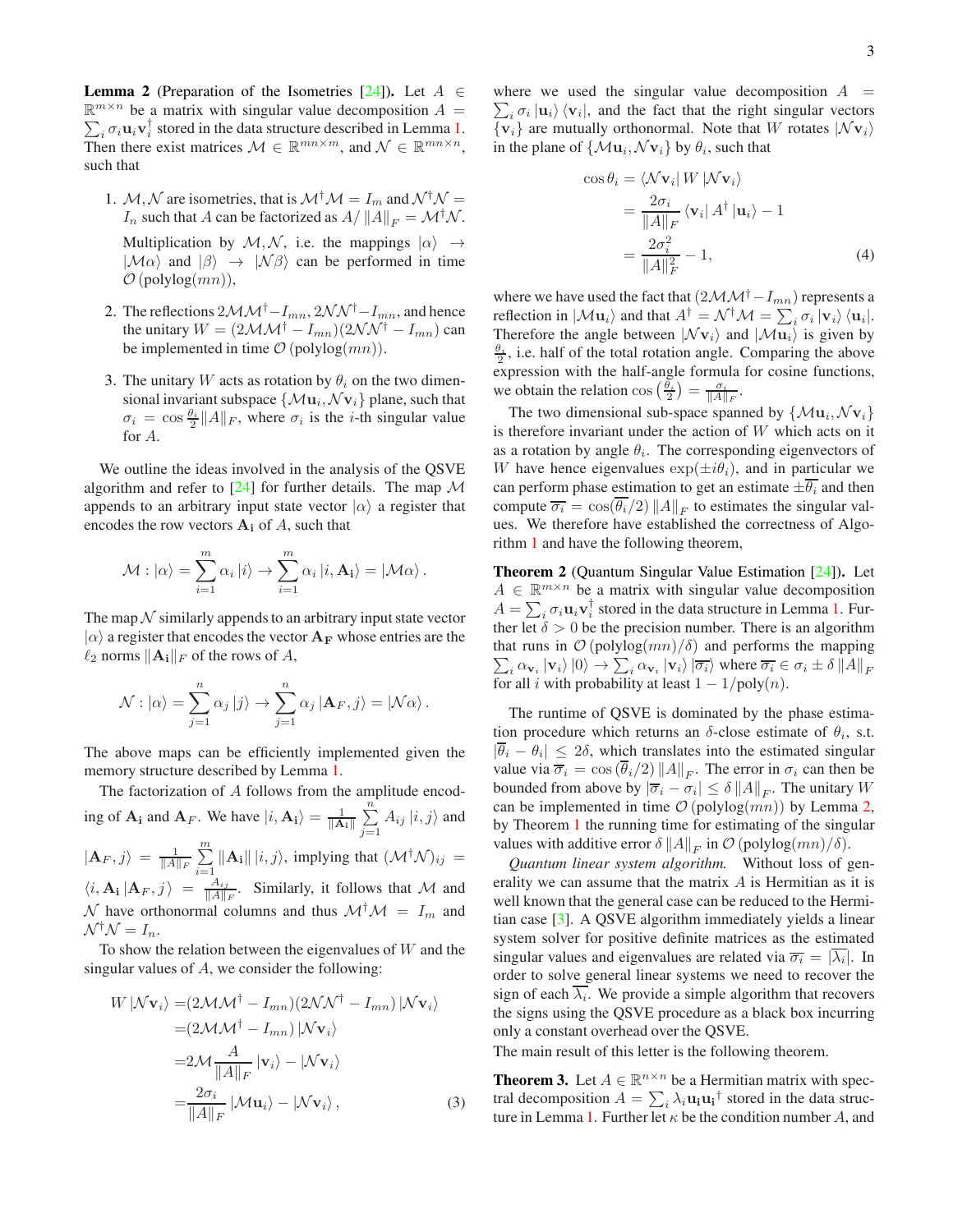**Lemma 2** (Preparation of the Isometries [24]). Let $A \in \mathbb{R}^{m\times n}$ be a matrix with singular value decomposition $A = \sum_i \sigma_i \mathbf{u}_i \mathbf{v}_i^\dagger$ stored in the data structure described in Lemma 1. Then there exist matrices $\mathcal{M} \in \mathbb{R}^{mn\times m}$, and $\mathcal{N} \in \mathbb{R}^{mn\times n}$, such that

1. $\mathcal{M}, \mathcal{N}$ are isometries, that is $\mathcal{M}^\dagger \mathcal{M} = I_m$ and $\mathcal{N}^\dagger \mathcal{N} = I_n$ such that $A$ can be factorized as $A/\left\|A\right\|_F = \mathcal{M}^\dagger \mathcal{N}$.

   Multiplication by $\mathcal{M}, \mathcal{N}$, i.e. the mappings $|\alpha\rangle \to |\mathcal{M}\alpha\rangle$ and $|\beta\rangle \to |\mathcal{N}\beta\rangle$ can be performed in time $\mathcal{O}\left(\text{polylog}(mn)\right)$,

2. The reflections $2\mathcal{M}\mathcal{M}^\dagger - I_{mn}, 2\mathcal{N}\mathcal{N}^\dagger - I_{mn}$, and hence the unitary $W = (2\mathcal{M}\mathcal{M}^\dagger - I_{mn})(2\mathcal{N}\mathcal{N}^\dagger - I_{mn})$ can be implemented in time $\mathcal{O}\left(\text{polylog}(mn)\right)$.

3. The unitary $W$ acts as rotation by $\theta_i$ on the two dimensional invariant subspace $\{\mathcal{M}\mathbf{u}_i, \mathcal{N}\mathbf{v}_i\}$ plane, such that $\sigma_i = \cos\frac{\theta_i}{2}\|A\|_F$, where $\sigma_i$ is the $i$-th singular value for $A$.

We outline the ideas involved in the analysis of the QSVE algorithm and refer to [24] for further details. The map $\mathcal{M}$ appends to an arbitrary input state vector $|\alpha\rangle$ a register that encodes the row vectors $\mathbf{A_i}$ of $A$, such that

$$\mathcal{M} : |\alpha\rangle = \sum_{i=1}^{m} \alpha_i \left|i\right\rangle \to \sum_{i=1}^{m} \alpha_i \left|i, \mathbf{A_i}\right\rangle = |\mathcal{M}\alpha\rangle .$$

The map $\mathcal{N}$ similarly appends to an arbitrary input state vector $|\alpha\rangle$ a register that encodes the vector $\mathbf{A_F}$ whose entries are the $\ell_2$ norms $\|\mathbf{A_i}\|_F$ of the rows of $A$,

$$\mathcal{N} : |\alpha\rangle = \sum_{j=1}^{n} \alpha_j \left|j\right\rangle \to \sum_{j=1}^{n} \alpha_j \left|\mathbf{A}_F, j\right\rangle = |\mathcal{N}\alpha\rangle .$$

The above maps can be efficiently implemented given the memory structure described by Lemma 1.

The factorization of $A$ follows from the amplitude encoding of $\mathbf{A_i}$ and $\mathbf{A}_F$. We have $|i, \mathbf{A_i}\rangle = \frac{1}{\|\mathbf{A_i}\|} \sum_{j=1}^{n} A_{ij} \left|i, j\right\rangle$ and $|\mathbf{A}_F, j\rangle = \frac{1}{\|A\|_F} \sum_{i=1}^{m} \|\mathbf{A_i}\| \left|i, j\right\rangle$, implying that $(\mathcal{M}^\dagger \mathcal{N})_{ij} = \langle i, \mathbf{A_i} | \mathbf{A}_F, j\rangle = \frac{A_{ij}}{\|A\|_F}$. Similarly, it follows that $\mathcal{M}$ and $\mathcal{N}$ have orthonormal columns and thus $\mathcal{M}^\dagger\mathcal{M} = I_m$ and $\mathcal{N}^\dagger\mathcal{N} = I_n$.

To show the relation between the eigenvalues of $W$ and the singular values of $A$, we consider the following:

$$\begin{aligned}
W\left|\mathcal{N}\mathbf{v}_i\right\rangle &= (2\mathcal{M}\mathcal{M}^\dagger - I_{mn})(2\mathcal{N}\mathcal{N}^\dagger - I_{mn})\left|\mathcal{N}\mathbf{v}_i\right\rangle \\
&= (2\mathcal{M}\mathcal{M}^\dagger - I_{mn})\left|\mathcal{N}\mathbf{v}_i\right\rangle \\
&= 2\mathcal{M}\frac{A}{\|A\|_F}\left|\mathbf{v}_i\right\rangle - \left|\mathcal{N}\mathbf{v}_i\right\rangle \\
&= \frac{2\sigma_i}{\|A\|_F}\left|\mathcal{M}\mathbf{u}_i\right\rangle - \left|\mathcal{N}\mathbf{v}_i\right\rangle ,
\end{aligned} \tag{3}$$

where we used the singular value decomposition $A = \sum_i \sigma_i \left|\mathbf{u}_i\right\rangle\left\langle\mathbf{v}_i\right|$, and the fact that the right singular vectors $\{\mathbf{v}_i\}$ are mutually orthonormal. Note that $W$ rotates $|\mathcal{N}\mathbf{v}_i\rangle$ in the plane of $\{\mathcal{M}\mathbf{u}_i, \mathcal{N}\mathbf{v}_i\}$ by $\theta_i$, such that

$$\begin{aligned}
\cos\theta_i &= \left\langle\mathcal{N}\mathbf{v}_i\right| W \left|\mathcal{N}\mathbf{v}_i\right\rangle \\
&= \frac{2\sigma_i}{\|A\|_F}\left\langle\mathbf{v}_i\right| A^\dagger \left|\mathbf{u}_i\right\rangle - 1 \\
&= \frac{2\sigma_i^2}{\|A\|_F^2} - 1,
\end{aligned} \tag{4}$$

where we have used the fact that $(2\mathcal{M}\mathcal{M}^\dagger - I_{mn})$ represents a reflection in $|\mathcal{M}\mathbf{u}_i\rangle$ and that $A^\dagger = \mathcal{N}^\dagger\mathcal{M} = \sum_i \sigma_i \left|\mathbf{v}_i\right\rangle\left\langle\mathbf{u}_i\right|$. Therefore the angle between $|\mathcal{N}\mathbf{v}_i\rangle$ and $|\mathcal{M}\mathbf{u}_i\rangle$ is given by $\frac{\theta_i}{2}$, i.e. half of the total rotation angle. Comparing the above expression with the half-angle formula for cosine functions, we obtain the relation $\cos\left(\frac{\theta_i}{2}\right) = \frac{\sigma_i}{\|A\|_F}$.

The two dimensional sub-space spanned by $\{\mathcal{M}\mathbf{u}_i, \mathcal{N}\mathbf{v}_i\}$ is therefore invariant under the action of $W$ which acts on it as a rotation by angle $\theta_i$. The corresponding eigenvectors of $W$ have hence eigenvalues $\exp(\pm i\theta_i)$, and in particular we can perform phase estimation to get an estimate $\pm\overline{\theta_i}$ and then compute $\overline{\sigma_i} = \cos(\overline{\theta_i}/2)\left\|A\right\|_F$ to estimates the singular values. We therefore have established the correctness of Algorithm 1 and have the following theorem,

**Theorem 2** (Quantum Singular Value Estimation [24]). Let $A \in \mathbb{R}^{m\times n}$ be a matrix with singular value decomposition $A = \sum_i \sigma_i \mathbf{u}_i \mathbf{v}_i^\dagger$ stored in the data structure in Lemma 1. Further let $\delta > 0$ be the precision number. There is an algorithm that runs in $\mathcal{O}\left(\text{polylog}(mn)/\delta\right)$ and performs the mapping $\sum_i \alpha_{\mathbf{v}_i}\left|\mathbf{v}_i\right\rangle\left|0\right\rangle \to \sum_i \alpha_{\mathbf{v}_i}\left|\mathbf{v}_i\right\rangle\left|\overline{\sigma_i}\right\rangle$ where $\overline{\sigma_i} \in \sigma_i \pm \delta\left\|A\right\|_F$ for all $i$ with probability at least $1 - 1/\text{poly}(n)$.

The runtime of QSVE is dominated by the phase estimation procedure which returns an $\delta$-close estimate of $\theta_i$, s.t. $|\overline{\theta}_i - \theta_i| \leq 2\delta$, which translates into the estimated singular value via $\overline{\sigma}_i = \cos\left(\overline{\theta}_i/2\right)\left\|A\right\|_F$. The error in $\sigma_i$ can then be bounded from above by $|\overline{\sigma}_i - \sigma_i| \leq \delta\left\|A\right\|_F$. The unitary $W$ can be implemented in time $\mathcal{O}\left(\text{polylog}(mn)\right)$ by Lemma 2, by Theorem 1 the running time for estimating of the singular values with additive error $\delta\left\|A\right\|_F$ in $\mathcal{O}\left(\text{polylog}(mn)/\delta\right)$.

*Quantum linear system algorithm.* Without loss of generality we can assume that the matrix $A$ is Hermitian as it is well known that the general case can be reduced to the Hermitian case [3]. A QSVE algorithm immediately yields a linear system solver for positive definite matrices as the estimated singular values and eigenvalues are related via $\overline{\sigma_i} = |\overline{\lambda_i}|$. In order to solve general linear systems we need to recover the sign of each $\overline{\lambda_i}$. We provide a simple algorithm that recovers the signs using the QSVE procedure as a black box incurring only a constant overhead over the QSVE.

The main result of this letter is the following theorem.

**Theorem 3.** Let $A \in \mathbb{R}^{n\times n}$ be a Hermitian matrix with spectral decomposition $A = \sum_i \lambda_i \mathbf{u_i}\mathbf{u_i}^\dagger$ stored in the data structure in Lemma 1. Further let $\kappa$ be the condition number $A$, and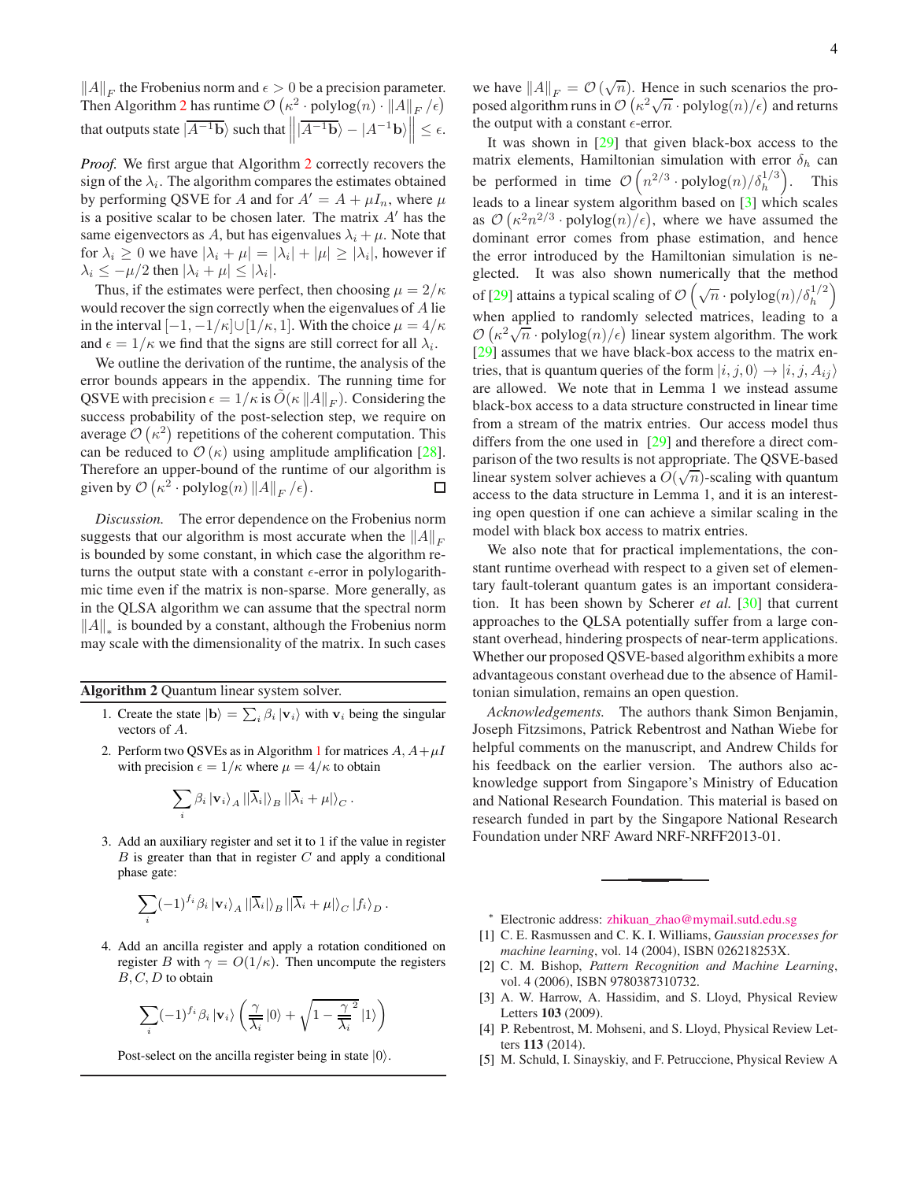$\|A\|_F$ the Frobenius norm and $\epsilon > 0$ be a precision parameter. Then Algorithm 2 has runtime $\mathcal{O}\left(\kappa^2 \cdot \text{polylog}(n) \cdot \|A\|_F / \epsilon\right)$ that outputs state $|\overline{A^{-1}\mathbf{b}}\rangle$ such that $\left\| |\overline{A^{-1}\mathbf{b}}\rangle - |A^{-1}\mathbf{b}\rangle \right\| \leq \epsilon$.

*Proof.* We first argue that Algorithm 2 correctly recovers the sign of the $\lambda_i$. The algorithm compares the estimates obtained by performing QSVE for $A$ and for $A' = A + \mu I_n$, where $\mu$ is a positive scalar to be chosen later. The matrix $A'$ has the same eigenvectors as $A$, but has eigenvalues $\lambda_i + \mu$. Note that for $\lambda_i \geq 0$ we have $|\lambda_i + \mu| = |\lambda_i| + |\mu| \geq |\lambda_i|$, however if $\lambda_i \leq -\mu/2$ then $|\lambda_i + \mu| \leq |\lambda_i|$.

Thus, if the estimates were perfect, then choosing $\mu = 2/\kappa$ would recover the sign correctly when the eigenvalues of $A$ lie in the interval $[-1, -1/\kappa] \cup [1/\kappa, 1]$. With the choice $\mu = 4/\kappa$ and $\epsilon = 1/\kappa$ we find that the signs are still correct for all $\lambda_i$.

We outline the derivation of the runtime, the analysis of the error bounds appears in the appendix. The running time for QSVE with precision $\epsilon = 1/\kappa$ is $\tilde{O}(\kappa \|A\|_F)$. Considering the success probability of the post-selection step, we require on average $\mathcal{O}\left(\kappa^2\right)$ repetitions of the coherent computation. This can be reduced to $\mathcal{O}\left(\kappa\right)$ using amplitude amplification [28]. Therefore an upper-bound of the runtime of our algorithm is given by $\mathcal{O}\left(\kappa^2 \cdot \text{polylog}(n) \|A\|_F / \epsilon\right)$. □

*Discussion.* The error dependence on the Frobenius norm suggests that our algorithm is most accurate when the $\|A\|_F$ is bounded by some constant, in which case the algorithm returns the output state with a constant $\epsilon$-error in polylogarithmic time even if the matrix is non-sparse. More generally, as in the QLSA algorithm we can assume that the spectral norm $\|A\|_*$ is bounded by a constant, although the Frobenius norm may scale with the dimensionality of the matrix. In such cases we have $\|A\|_F = \mathcal{O}\left(\sqrt{n}\right)$. Hence in such scenarios the proposed algorithm runs in $\mathcal{O}\left(\kappa^2 \sqrt{n} \cdot \text{polylog}(n)/\epsilon\right)$ and returns the output with a constant $\epsilon$-error.

---

**Algorithm 2** Quantum linear system solver.

1. Create the state $|\mathbf{b}\rangle = \sum_i \beta_i |\mathbf{v}_i\rangle$ with $\mathbf{v}_i$ being the singular vectors of $A$.

2. Perform two QSVEs as in Algorithm 1 for matrices $A, A + \mu I$ with precision $\epsilon = 1/\kappa$ where $\mu = 4/\kappa$ to obtain

$$\sum_i \beta_i |\mathbf{v}_i\rangle_A \, ||\overline{\lambda}_i|\rangle_B \, ||\overline{\lambda}_i + \mu|\rangle_C \, .$$

3. Add an auxiliary register and set it to 1 if the value in register $B$ is greater than that in register $C$ and apply a conditional phase gate:

$$\sum_i (-1)^{f_i} \beta_i |\mathbf{v}_i\rangle_A \, ||\overline{\lambda}_i|\rangle_B \, ||\overline{\lambda}_i + \mu|\rangle_C \, |f_i\rangle_D \, .$$

4. Add an ancilla register and apply a rotation conditioned on register $B$ with $\gamma = O(1/\kappa)$. Then uncompute the registers $B, C, D$ to obtain

$$\sum_i (-1)^{f_i} \beta_i |\mathbf{v}_i\rangle \left( \frac{\gamma}{\overline{\lambda}_i} |0\rangle + \sqrt{1 - \frac{\gamma}{\overline{\lambda}_i}^2} |1\rangle \right)$$

Post-select on the ancilla register being in state $|0\rangle$.

---

It was shown in [29] that given black-box access to the matrix elements, Hamiltonian simulation with error $\delta_h$ can be performed in time $\mathcal{O}\left(n^{2/3} \cdot \text{polylog}(n)/\delta_h^{1/3}\right)$. This leads to a linear system algorithm based on [3] which scales as $\mathcal{O}\left(\kappa^2 n^{2/3} \cdot \text{polylog}(n)/\epsilon\right)$, where we have assumed the dominant error comes from phase estimation, and hence the error introduced by the Hamiltonian simulation is neglected. It was also shown numerically that the method of [29] attains a typical scaling of $\mathcal{O}\left(\sqrt{n} \cdot \text{polylog}(n)/\delta_h^{1/2}\right)$ when applied to randomly selected matrices, leading to a $\mathcal{O}\left(\kappa^2 \sqrt{n} \cdot \text{polylog}(n)/\epsilon\right)$ linear system algorithm. The work [29] assumes that we have black-box access to the matrix entries, that is quantum queries of the form $|i, j, 0\rangle \to |i, j, A_{ij}\rangle$ are allowed. We note that in Lemma 1 we instead assume black-box access to a data structure constructed in linear time from a stream of the matrix entries. Our access model thus differs from the one used in [29] and therefore a direct comparison of the two results is not appropriate. The QSVE-based linear system solver achieves a $O(\sqrt{n})$-scaling with quantum access to the data structure in Lemma 1, and it is an interesting open question if one can achieve a similar scaling in the model with black box access to matrix entries.

We also note that for practical implementations, the constant runtime overhead with respect to a given set of elementary fault-tolerant quantum gates is an important consideration. It has been shown by Scherer *et al.* [30] that current approaches to the QLSA potentially suffer from a large constant overhead, hindering prospects of near-term applications. Whether our proposed QSVE-based algorithm exhibits a more advantageous constant overhead due to the absence of Hamiltonian simulation, remains an open question.

*Acknowledgements.* The authors thank Simon Benjamin, Joseph Fitzsimons, Patrick Rebentrost and Nathan Wiebe for helpful comments on the manuscript, and Andrew Childs for his feedback on the earlier version. The authors also acknowledge support from Singapore's Ministry of Education and National Research Foundation. This material is based on research funded in part by the Singapore National Research Foundation under NRF Award NRF-NRFF2013-01.

---

* Electronic address: zhikuan_zhao@mymail.sutd.edu.sg

[1] C. E. Rasmussen and C. K. I. Williams, *Gaussian processes for machine learning*, vol. 14 (2004), ISBN 026218253X.

[2] C. M. Bishop, *Pattern Recognition and Machine Learning*, vol. 4 (2006), ISBN 9780387310732.

[3] A. W. Harrow, A. Hassidim, and S. Lloyd, Physical Review Letters **103** (2009).

[4] P. Rebentrost, M. Mohseni, and S. Lloyd, Physical Review Letters **113** (2014).

[5] M. Schuld, I. Sinayskiy, and F. Petruccione, Physical Review A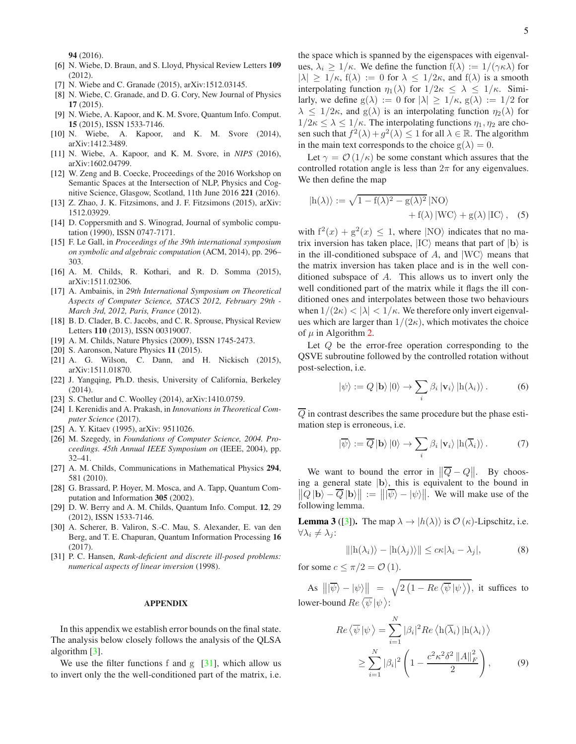94 (2016).

[6] N. Wiebe, D. Braun, and S. Lloyd, Physical Review Letters **109** (2012).

[7] N. Wiebe and C. Granade (2015), arXiv:1512.03145.

[8] N. Wiebe, C. Granade, and D. G. Cory, New Journal of Physics **17** (2015).

[9] N. Wiebe, A. Kapoor, and K. M. Svore, Quantum Info. Comput. **15** (2015), ISSN 1533-7146.

[10] N. Wiebe, A. Kapoor, and K. M. Svore (2014), arXiv:1412.3489.

[11] N. Wiebe, A. Kapoor, and K. M. Svore, in *NIPS* (2016), arXiv:1602.04799.

[12] W. Zeng and B. Coecke, Proceedings of the 2016 Workshop on Semantic Spaces at the Intersection of NLP, Physics and Cognitive Science, Glasgow, Scotland, 11th June 2016 **221** (2016).

[13] Z. Zhao, J. K. Fitzsimons, and J. F. Fitzsimons (2015), arXiv: 1512.03929.

[14] D. Coppersmith and S. Winograd, Journal of symbolic computation (1990), ISSN 0747-7171.

[15] F. Le Gall, in *Proceedings of the 39th international symposium on symbolic and algebraic computation* (ACM, 2014), pp. 296–303.

[16] A. M. Childs, R. Kothari, and R. D. Somma (2015), arXiv:1511.02306.

[17] A. Ambainis, in *29th International Symposium on Theoretical Aspects of Computer Science, STACS 2012, February 29th - March 3rd, 2012, Paris, France* (2012).

[18] B. D. Clader, B. C. Jacobs, and C. R. Sprouse, Physical Review Letters **110** (2013), ISSN 00319007.

[19] A. M. Childs, Nature Physics (2009), ISSN 1745-2473.

[20] S. Aaronson, Nature Physics **11** (2015).

[21] A. G. Wilson, C. Dann, and H. Nickisch (2015), arXiv:1511.01870.

[22] J. Yangqing, Ph.D. thesis, University of California, Berkeley (2014).

[23] S. Chetlur and C. Woolley (2014), arXiv:1410.0759.

[24] I. Kerenidis and A. Prakash, in *Innovations in Theoretical Computer Science* (2017).

[25] A. Y. Kitaev (1995), arXiv: 9511026.

[26] M. Szegedy, in *Foundations of Computer Science, 2004. Proceedings. 45th Annual IEEE Symposium on* (IEEE, 2004), pp. 32–41.

[27] A. M. Childs, Communications in Mathematical Physics **294**, 581 (2010).

[28] G. Brassard, P. Hoyer, M. Mosca, and A. Tapp, Quantum Computation and Information **305** (2002).

[29] D. W. Berry and A. M. Childs, Quantum Info. Comput. **12**, 29 (2012), ISSN 1533-7146.

[30] A. Scherer, B. Valiron, S.-C. Mau, S. Alexander, E. van den Berg, and T. E. Chapuran, Quantum Information Processing **16** (2017).

[31] P. C. Hansen, *Rank-deficient and discrete ill-posed problems: numerical aspects of linear inversion* (1998).

## APPENDIX

In this appendix we establish error bounds on the final state. The analysis below closely follows the analysis of the QLSA algorithm [3].

We use the filter functions f and g [31], which allow us to invert only the the well-conditioned part of the matrix, i.e. the space which is spanned by the eigenspaces with eigenvalues, $\lambda_i \geq 1/\kappa$. We define the function $\mathrm{f}(\lambda) := 1/(\gamma\kappa\lambda)$ for $|\lambda| \geq 1/\kappa$, $\mathrm{f}(\lambda) := 0$ for $\lambda \leq 1/2\kappa$, and $\mathrm{f}(\lambda)$ is a smooth interpolating function $\eta_1(\lambda)$ for $1/2\kappa \leq \lambda \leq 1/\kappa$. Similarly, we define $\mathrm{g}(\lambda) := 0$ for $|\lambda| \geq 1/\kappa$, $\mathrm{g}(\lambda) := 1/2$ for $\lambda \leq 1/2\kappa$, and $\mathrm{g}(\lambda)$ is an interpolating function $\eta_2(\lambda)$ for $1/2\kappa \leq \lambda \leq 1/\kappa$. The interpolating functions $\eta_1, \eta_2$ are chosen such that $f^2(\lambda) + g^2(\lambda) \leq 1$ for all $\lambda \in \mathbb{R}$. The algorithm in the main text corresponds to the choice $\mathrm{g}(\lambda) = 0$.

Let $\gamma = \mathcal{O}(1/\kappa)$ be some constant which assures that the controlled rotation angle is less than $2\pi$ for any eigenvalues. We then define the map

$$
|\mathrm{h}(\lambda)\rangle := \sqrt{1 - \mathrm{f}(\lambda)^2 - \mathrm{g}(\lambda)^2}\,|\mathrm{NO}\rangle + \mathrm{f}(\lambda)\,|\mathrm{WC}\rangle + \mathrm{g}(\lambda)\,|\mathrm{IC}\rangle\,, \quad (5)
$$

with $\mathrm{f}^2(x) + \mathrm{g}^2(x) \leq 1$, where $|\mathrm{NO}\rangle$ indicates that no matrix inversion has taken place, $|\mathrm{IC}\rangle$ means that part of $|\mathbf{b}\rangle$ is in the ill-conditioned subspace of $A$, and $|\mathrm{WC}\rangle$ means that the matrix inversion has taken place and is in the well conditioned subspace of $A$. This allows us to invert only the well conditioned part of the matrix while it flags the ill conditioned ones and interpolates between those two behaviours when $1/(2\kappa) < |\lambda| < 1/\kappa$. We therefore only invert eigenvalues which are larger than $1/(2\kappa)$, which motivates the choice of $\mu$ in Algorithm 2.

Let $Q$ be the error-free operation corresponding to the QSVE subroutine followed by the controlled rotation without post-selection, i.e.

$$
|\psi\rangle := Q\,|\mathbf{b}\rangle\,|0\rangle \rightarrow \sum_i \beta_i\,|\mathbf{v}_i\rangle\,|\mathrm{h}(\lambda_i)\rangle\,. \quad (6)
$$

$\overline{Q}$ in contrast describes the same procedure but the phase estimation step is erroneous, i.e.

$$
|\overline{\psi}\rangle := \overline{Q}\,|\mathbf{b}\rangle\,|0\rangle \rightarrow \sum_i \beta_i\,|\mathbf{v}_i\rangle\,|\mathrm{h}(\overline{\lambda}_i)\rangle\,. \quad (7)
$$

We want to bound the error in $\|\overline{Q} - Q\|$. By choosing a general state $|\mathbf{b}\rangle$, this is equivalent to the bound in $\|Q\,|\mathbf{b}\rangle - \overline{Q}\,|\mathbf{b}\rangle\| := \||\overline{\psi}\rangle - |\psi\rangle\|$. We will make use of the following lemma.

**Lemma 3** ([3]). The map $\lambda \rightarrow |h(\lambda)\rangle$ is $\mathcal{O}(\kappa)$-Lipschitz, i.e. $\forall \lambda_i \neq \lambda_j$:

$$
\||\mathrm{h}(\lambda_i)\rangle - |\mathrm{h}(\lambda_j)\rangle\| \leq c\kappa|\lambda_i - \lambda_j|, \quad (8)
$$

for some $c \leq \pi/2 = \mathcal{O}(1)$.

As $\||\overline{\psi}\rangle - |\psi\rangle\| = \sqrt{2\left(1 - Re\,\langle\overline{\psi}\,|\psi\,\rangle\right)}$, it suffices to lower-bound $Re\,\langle\overline{\psi}\,|\psi\,\rangle$:

$$
\begin{aligned}
Re\,\langle\overline{\psi}\,|\psi\,\rangle &= \sum_{i=1}^{N} |\beta_i|^2 Re\,\langle\mathrm{h}(\overline{\lambda}_i)\,|\mathrm{h}(\lambda_i)\,\rangle \\
&\geq \sum_{i=1}^{N} |\beta_i|^2 \left(1 - \frac{c^2\kappa^2\delta^2\,\|A\|_F^2}{2}\right),
\end{aligned} \quad (9)
$$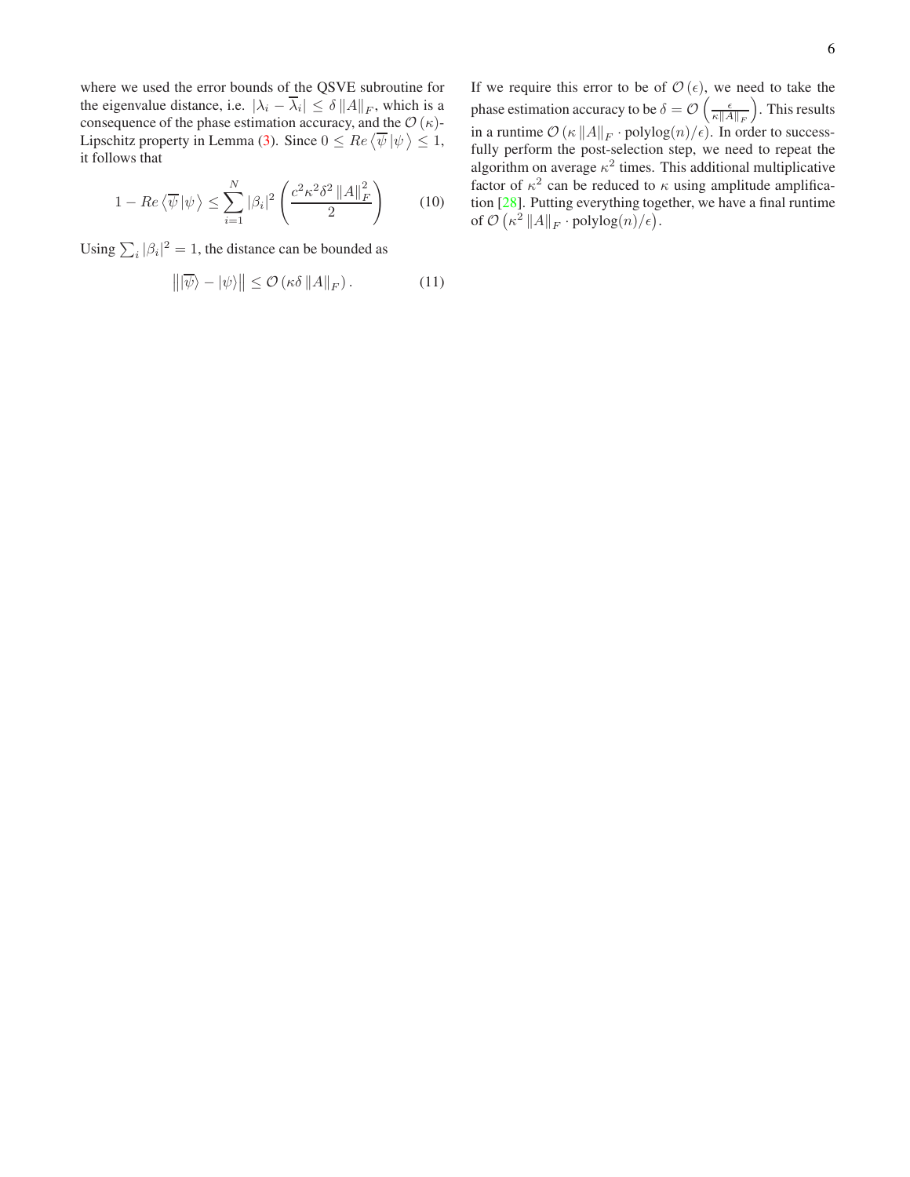where we used the error bounds of the QSVE subroutine for the eigenvalue distance, i.e. $|\lambda_i - \overline{\lambda}_i| \leq \delta \|A\|_F$, which is a consequence of the phase estimation accuracy, and the $\mathcal{O}(\kappa)$-Lipschitz property in Lemma (3). Since $0 \leq Re\langle\overline{\psi}|\psi\rangle \leq 1$, it follows that

$$1 - Re\langle\overline{\psi}|\psi\rangle \leq \sum_{i=1}^{N} |\beta_i|^2 \left(\frac{c^2\kappa^2\delta^2 \|A\|_F^2}{2}\right) \tag{10}$$

Using $\sum_i |\beta_i|^2 = 1$, the distance can be bounded as

$$\left\||\overline{\psi}\rangle - |\psi\rangle\right\| \leq \mathcal{O}\left(\kappa\delta \|A\|_F\right). \tag{11}$$

If we require this error to be of $\mathcal{O}(\epsilon)$, we need to take the phase estimation accuracy to be $\delta = \mathcal{O}\left(\frac{\epsilon}{\kappa\|A\|_F}\right)$. This results in a runtime $\mathcal{O}\left(\kappa \|A\|_F \cdot \text{polylog}(n)/\epsilon\right)$. In order to successfully perform the post-selection step, we need to repeat the algorithm on average $\kappa^2$ times. This additional multiplicative factor of $\kappa^2$ can be reduced to $\kappa$ using amplitude amplification [28]. Putting everything together, we have a final runtime of $\mathcal{O}\left(\kappa^2 \|A\|_F \cdot \text{polylog}(n)/\epsilon\right)$.